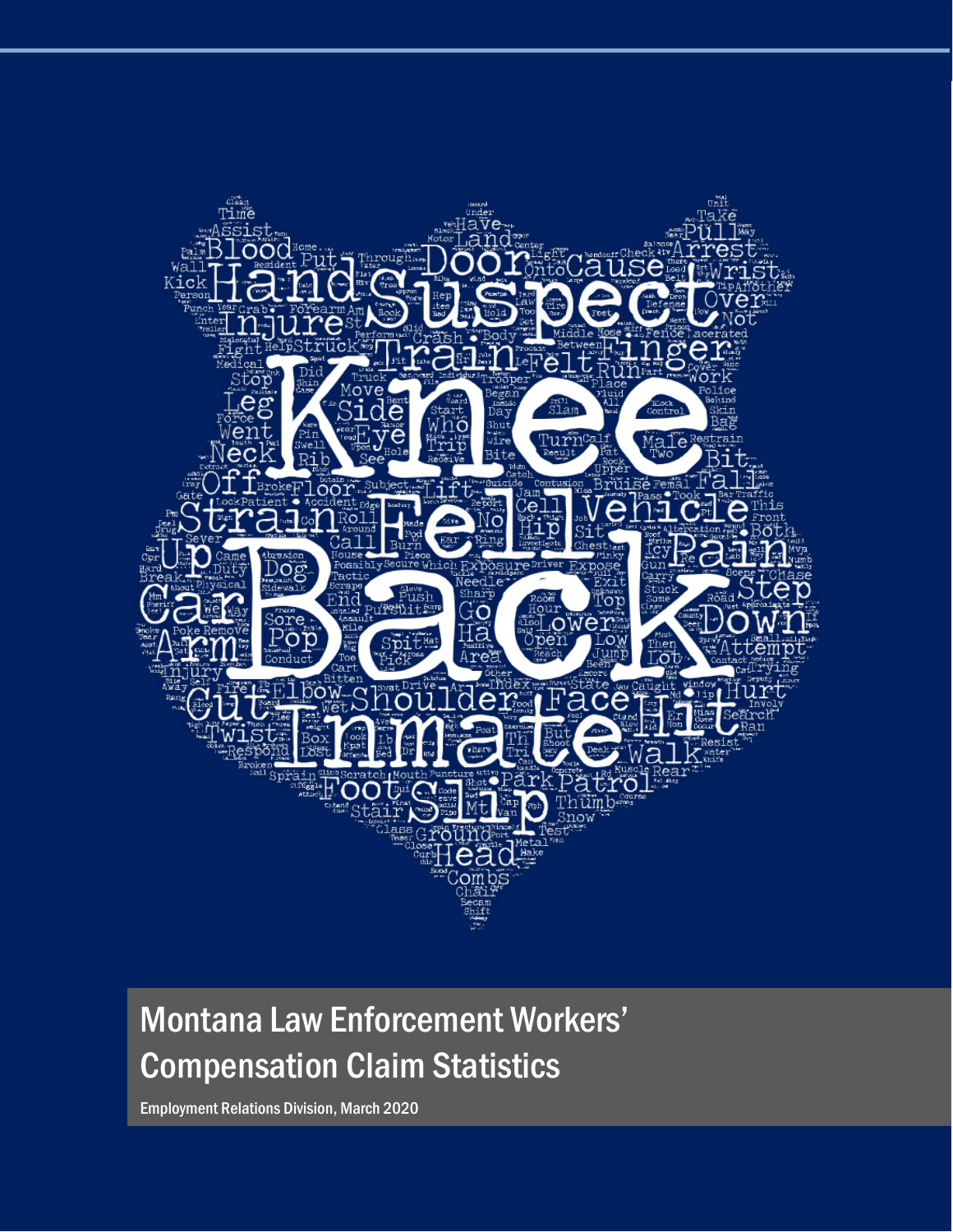# Montana Law Enforcement Workers' Compensation Claim Statistics

Employment Relations Division, March 2020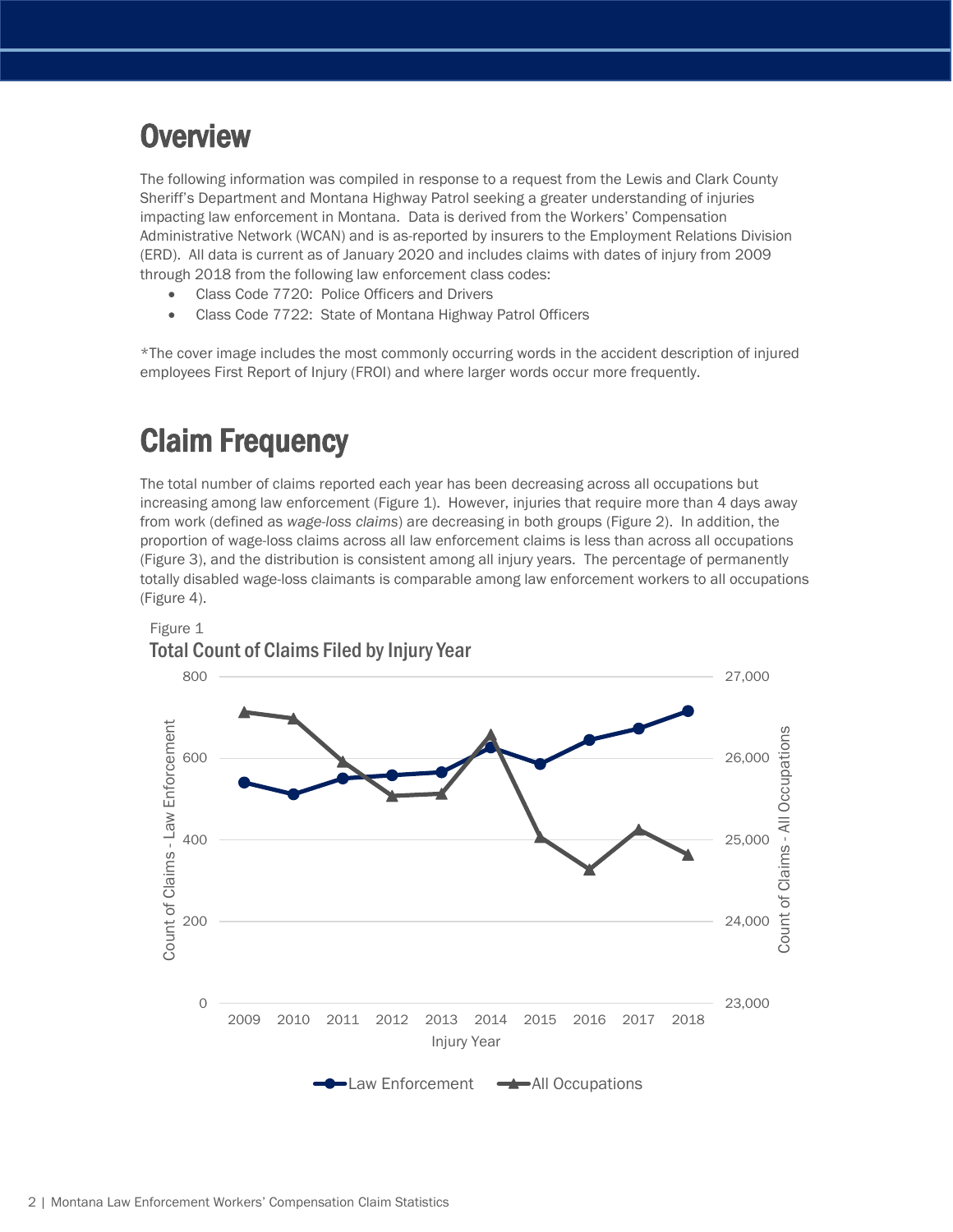# Overview

The following information was compiled in response to a request from the Lewis and Clark County Sheriff's Department and Montana Highway Patrol seeking a greater understanding of injuries impacting law enforcement in Montana. Data is derived from the Workers' Compensation Administrative Network (WCAN) and is as-reported by insurers to the Employment Relations Division (ERD). All data is current as of January 2020 and includes claims with dates of injury from 2009 through 2018 from the following law enforcement class codes:

- Class Code 7720: Police Officers and Drivers
- Class Code 7722: State of Montana Highway Patrol Officers

*The cover image includes the most commonly occurring words in the accident description of injured employees First Report of Injury (FROI) and where larger words occur more frequently.

# Claim Frequency

The total number of claims reported each year has been decreasing across all occupations but increasing among law enforcement (Figure 1). However, injuries that require more than 4 days away from work (defined as *wage-loss claims*) are decreasing in both groups (Figure 2). In addition, the proportion of wage-loss claims across all law enforcement claims is less than across all occupations (Figure 3), and the distribution is consistent among all injury years. The percentage of permanently totally disabled wage-loss claimants is comparable among law enforcement workers to all occupations (Figure 4).

Figure 1

Total Count of Claims Filed by Injury Year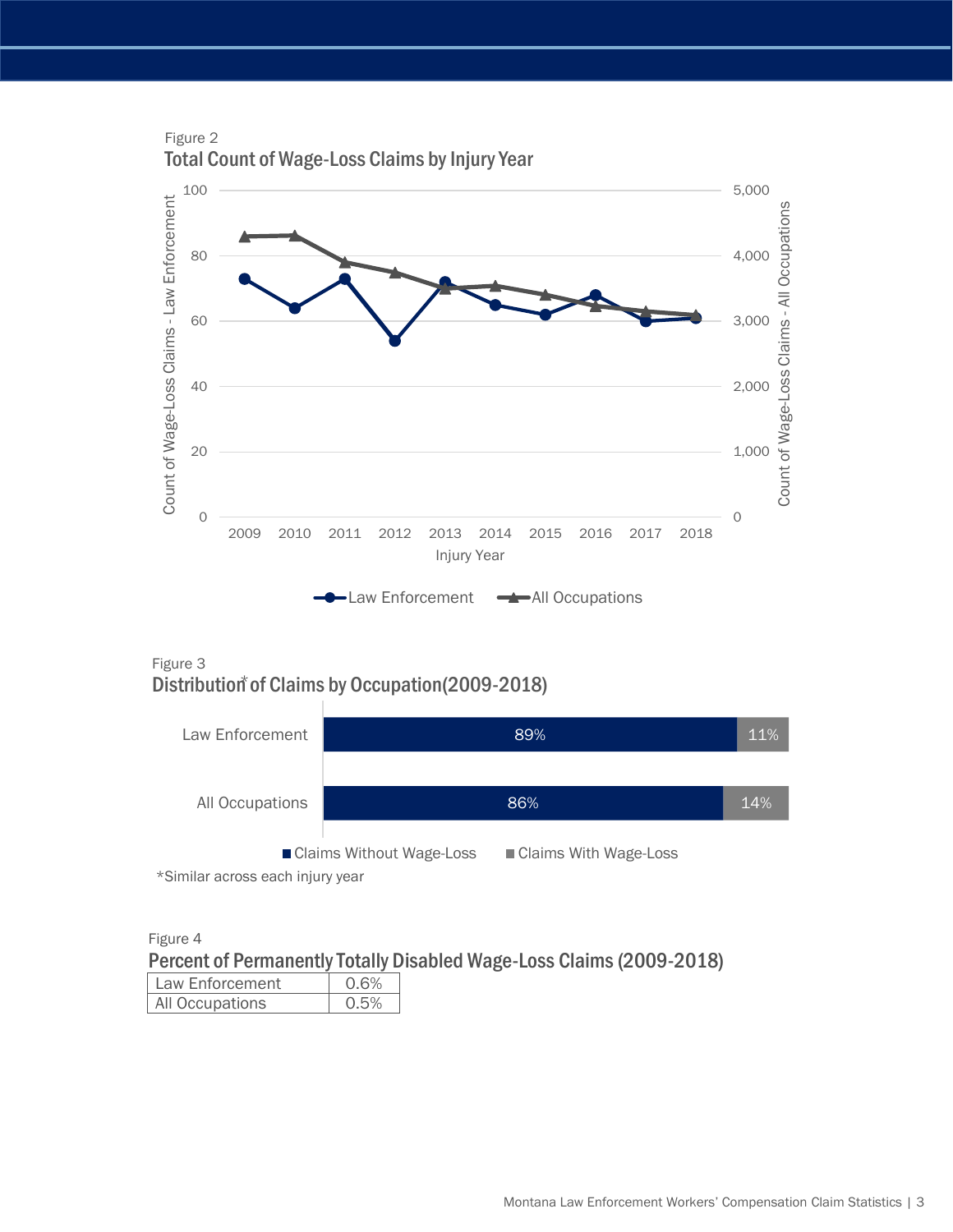Figure 2

**Total Count of Wage-Loss Claims by Injury Year**

Figure 3

**Distribution* of Claims by Occupation(2009-2018)**

| | Claims Without Wage-Loss | Claims With Wage-Loss |
|---|---|---|
| Law Enforcement | 89% | 11% |
| All Occupations | 86% | 14% |

*Similar across each injury year

Figure 4

**Percent of Permanently Totally Disabled Wage-Loss Claims (2009-2018)**

| | |
|---|---|
| Law Enforcement | 0.6% |
| All Occupations | 0.5% |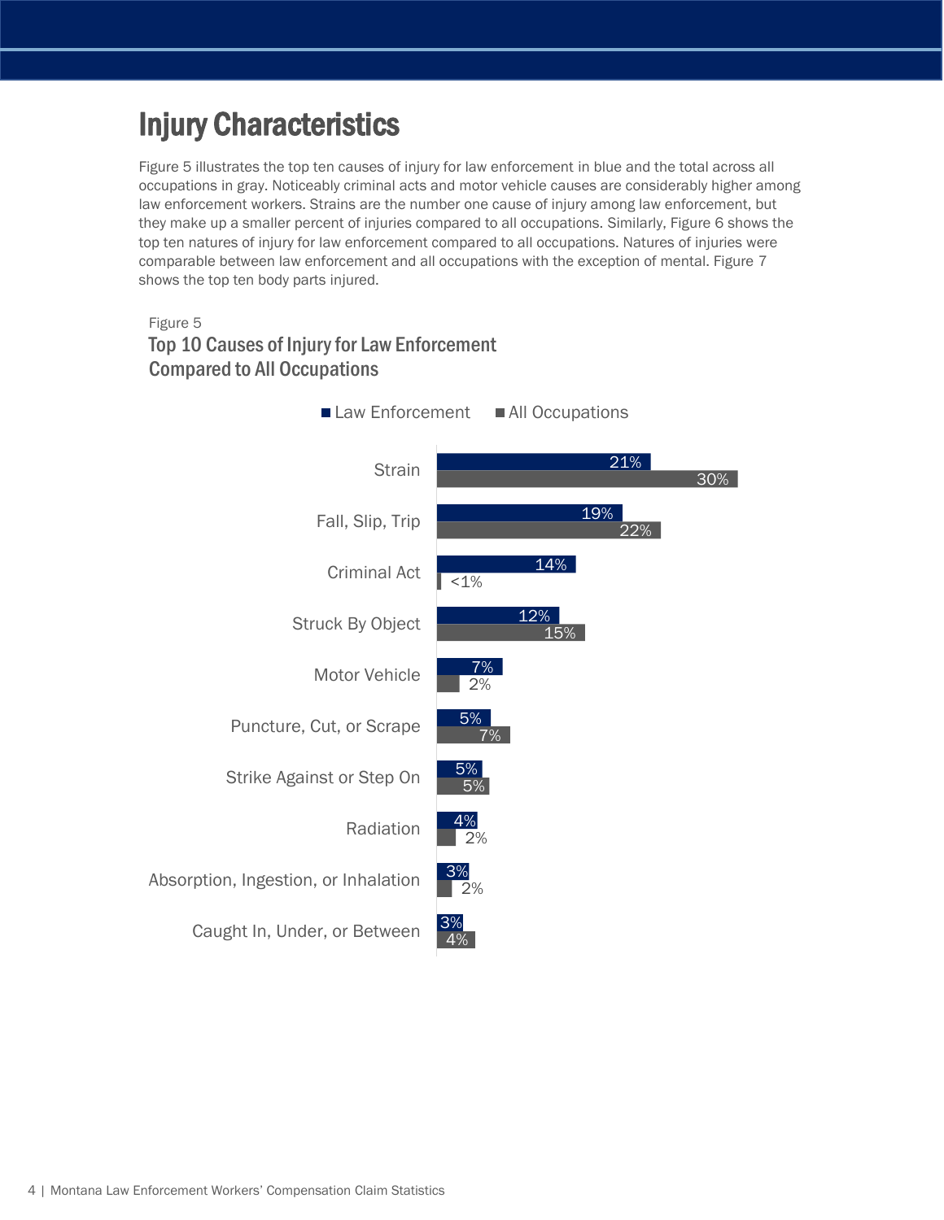# Injury Characteristics

Figure 5 illustrates the top ten causes of injury for law enforcement in blue and the total across all occupations in gray. Noticeably criminal acts and motor vehicle causes are considerably higher among law enforcement workers. Strains are the number one cause of injury among law enforcement, but they make up a smaller percent of injuries compared to all occupations. Similarly, Figure 6 shows the top ten natures of injury for law enforcement compared to all occupations. Natures of injuries were comparable between law enforcement and all occupations with the exception of mental. Figure 7 shows the top ten body parts injured.

Figure 5

### Top 10 Causes of Injury for Law Enforcement Compared to All Occupations

| Cause | Law Enforcement | All Occupations |
|---|---|---|
| Strain | 21% | 30% |
| Fall, Slip, Trip | 19% | 22% |
| Criminal Act | 14% | <1% |
| Struck By Object | 12% | 15% |
| Motor Vehicle | 7% | 2% |
| Puncture, Cut, or Scrape | 5% | 7% |
| Strike Against or Step On | 5% | 5% |
| Radiation | 4% | 2% |
| Absorption, Ingestion, or Inhalation | 3% | 2% |
| Caught In, Under, or Between | 3% | 4% |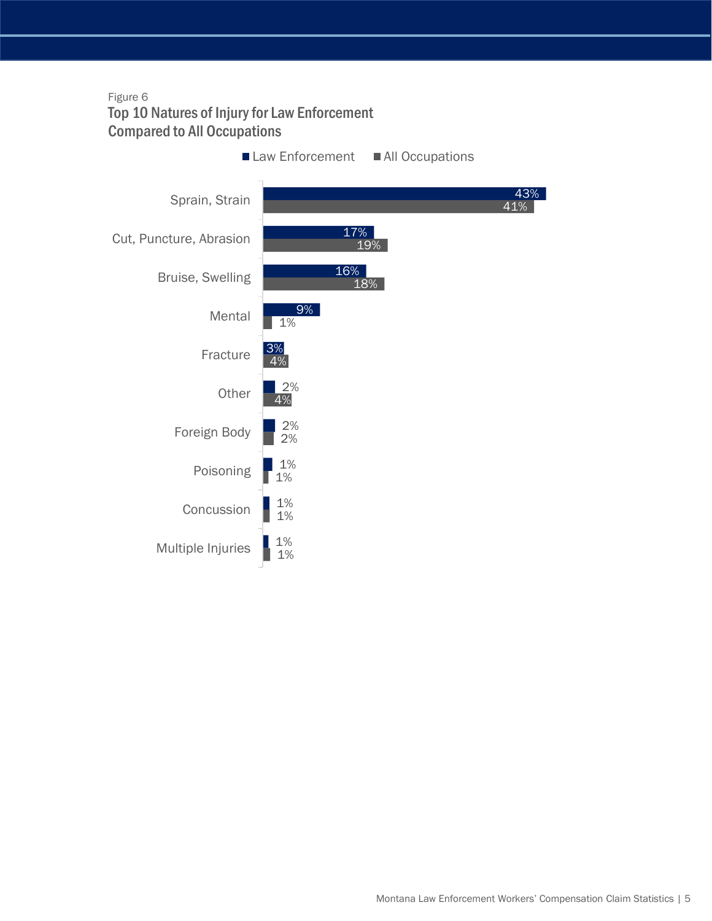Figure 6

## Top 10 Natures of Injury for Law Enforcement Compared to All Occupations

| Nature of Injury | Law Enforcement | All Occupations |
|---|---|---|
| Sprain, Strain | 43% | 41% |
| Cut, Puncture, Abrasion | 17% | 19% |
| Bruise, Swelling | 16% | 18% |
| Mental | 9% | 1% |
| Fracture | 3% | 4% |
| Other | 2% | 4% |
| Foreign Body | 2% | 2% |
| Poisoning | 1% | 1% |
| Concussion | 1% | 1% |
| Multiple Injuries | 1% | 1% |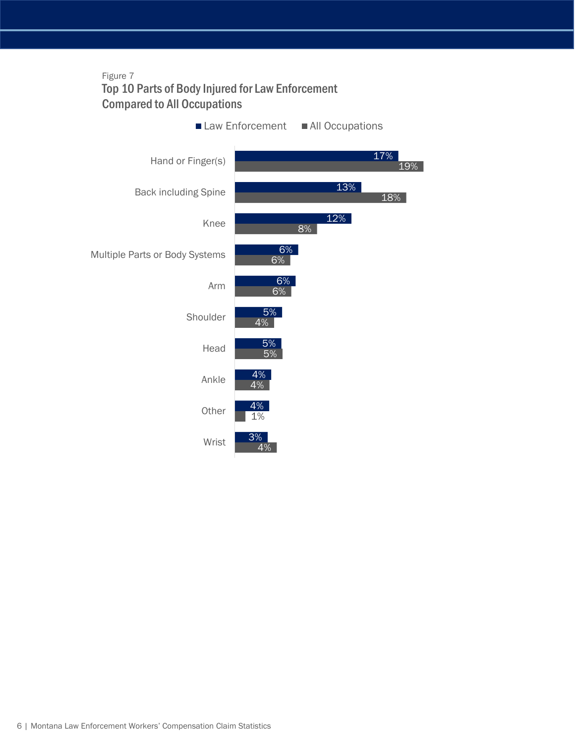Figure 7

## Top 10 Parts of Body Injured for Law Enforcement Compared to All Occupations

| Part of Body | Law Enforcement | All Occupations |
|---|---|---|
| Hand or Finger(s) | 17% | 19% |
| Back including Spine | 13% | 18% |
| Knee | 12% | 8% |
| Multiple Parts or Body Systems | 6% | 6% |
| Arm | 6% | 6% |
| Shoulder | 5% | 4% |
| Head | 5% | 5% |
| Ankle | 4% | 4% |
| Other | 4% | 1% |
| Wrist | 3% | 4% |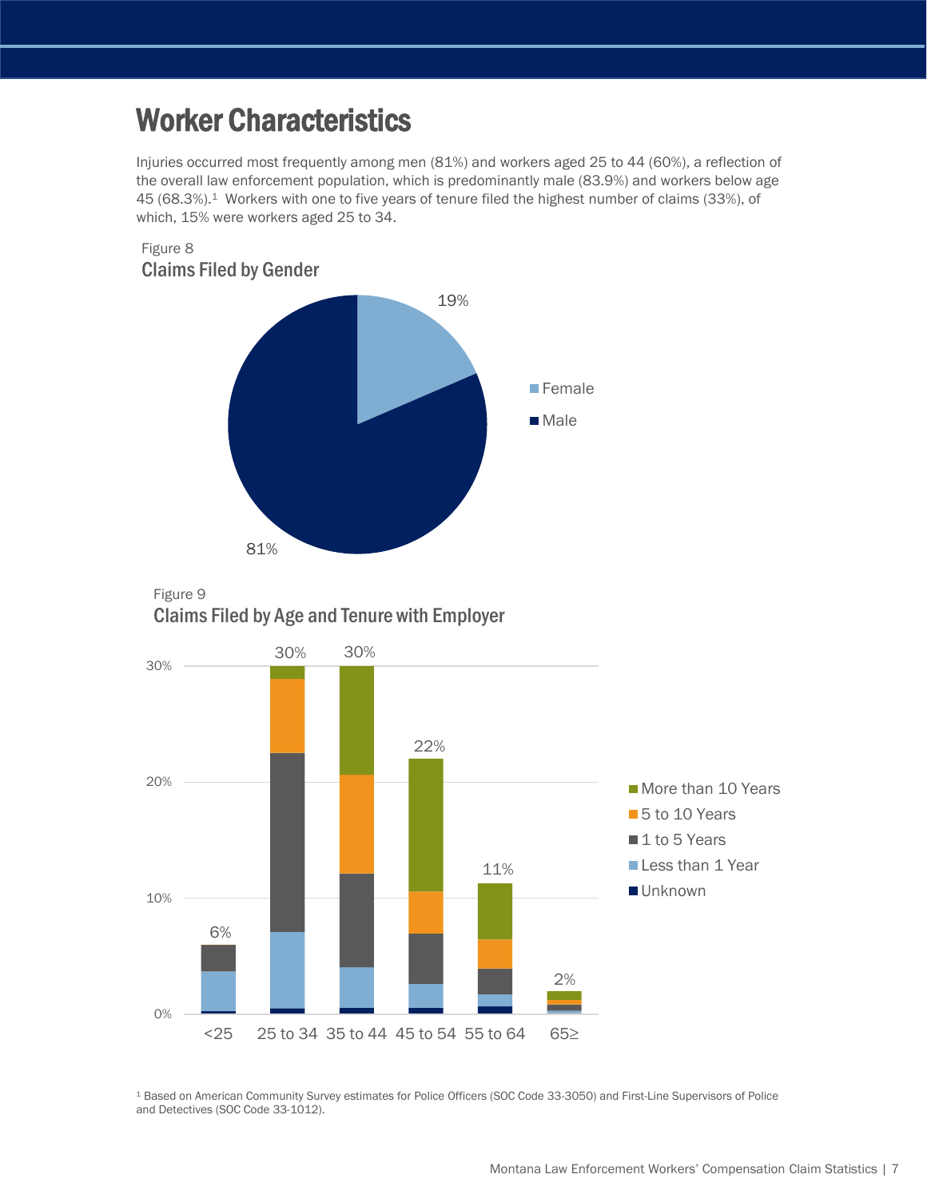# Worker Characteristics

Injuries occurred most frequently among men (81%) and workers aged 25 to 44 (60%), a reflection of the overall law enforcement population, which is predominantly male (83.9%) and workers below age 45 (68.3%).[1] Workers with one to five years of tenure filed the highest number of claims (33%), of which, 15% were workers aged 25 to 34.

Figure 8

## Claims Filed by Gender

Female: 19%

Male: 81%

Figure 9

## Claims Filed by Age and Tenure with Employer

| Age | Total |
|---|---|
| <25 | 6% |
| 25 to 34 | 30% |
| 35 to 44 | 30% |
| 45 to 54 | 22% |
| 55 to 64 | 11% |
| 65≥ | 2% |

Legend: More than 10 Years, 5 to 10 Years, 1 to 5 Years, Less than 1 Year, Unknown

[1] Based on American Community Survey estimates for Police Officers (SOC Code 33-3050) and First-Line Supervisors of Police and Detectives (SOC Code 33-1012).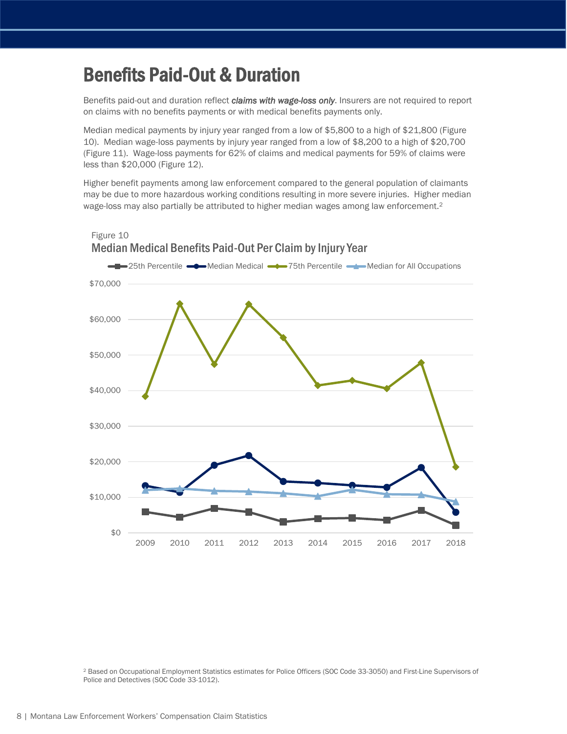# Benefits Paid-Out & Duration

Benefits paid-out and duration reflect ***claims with wage-loss only***. Insurers are not required to report on claims with no benefits payments or with medical benefits payments only.

Median medical payments by injury year ranged from a low of $5,800 to a high of $21,800 (Figure 10). Median wage-loss payments by injury year ranged from a low of $8,200 to a high of $20,700 (Figure 11). Wage-loss payments for 62% of claims and medical payments for 59% of claims were less than $20,000 (Figure 12).

Higher benefit payments among law enforcement compared to the general population of claimants may be due to more hazardous working conditions resulting in more severe injuries. Higher median wage-loss may also partially be attributed to higher median wages among law enforcement.[2]

Figure 10

Median Medical Benefits Paid-Out Per Claim by Injury Year

[2] Based on Occupational Employment Statistics estimates for Police Officers (SOC Code 33-3050) and First-Line Supervisors of Police and Detectives (SOC Code 33-1012).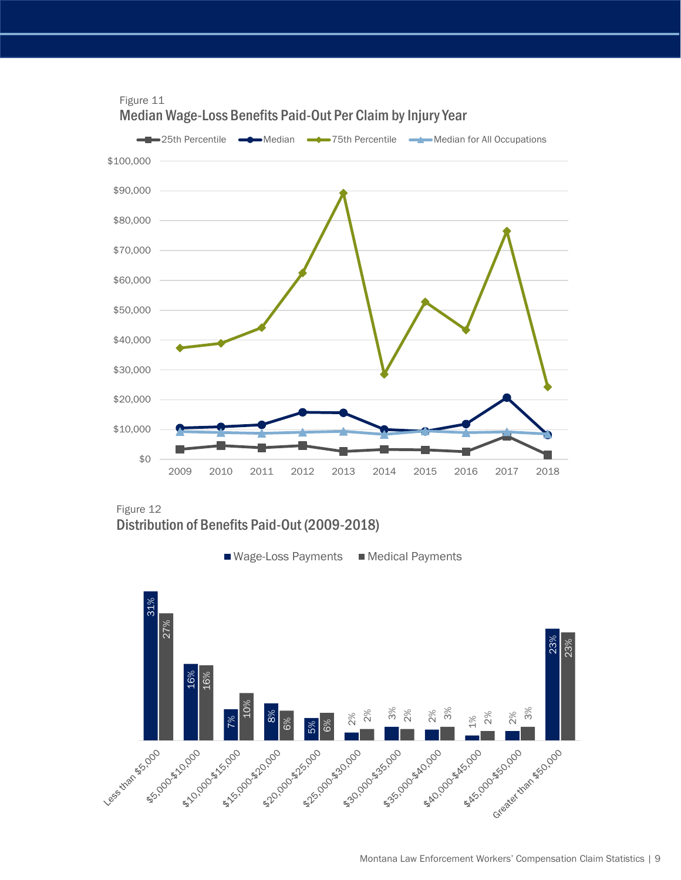Figure 11

## Median Wage-Loss Benefits Paid-Out Per Claim by Injury Year

Figure 12

## Distribution of Benefits Paid-Out (2009-2018)

| | Wage-Loss Payments | Medical Payments |
|---|---|---|
| Less than $5,000 | 31% | 27% |
| $5,000-$10,000 | 16% | 16% |
| $10,000-$15,000 | 7% | 10% |
| $15,000-$20,000 | 8% | 6% |
| $20,000-$25,000 | 5% | 6% |
| $25,000-$30,000 | 2% | 2% |
| $30,000-$35,000 | 3% | 2% |
| $35,000-$40,000 | 2% | 3% |
| $40,000-$45,000 | 1% | 2% |
| $45,000-$50,000 | 2% | 3% |
| Greater than $50,000 | 23% | 23% |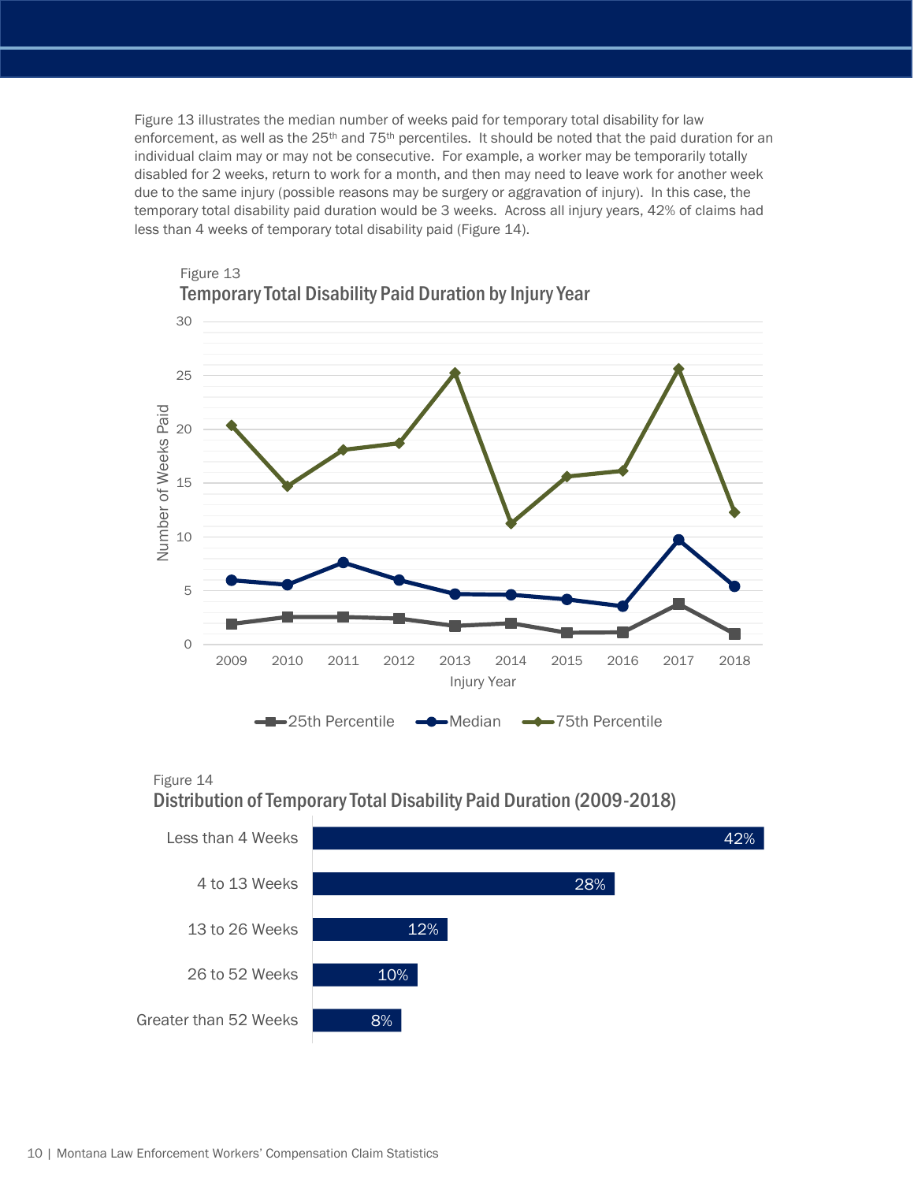Figure 13 illustrates the median number of weeks paid for temporary total disability for law enforcement, as well as the 25th and 75th percentiles. It should be noted that the paid duration for an individual claim may or may not be consecutive. For example, a worker may be temporarily totally disabled for 2 weeks, return to work for a month, and then may need to leave work for another week due to the same injury (possible reasons may be surgery or aggravation of injury). In this case, the temporary total disability paid duration would be 3 weeks. Across all injury years, 42% of claims had less than 4 weeks of temporary total disability paid (Figure 14).

Figure 13

**Temporary Total Disability Paid Duration by Injury Year**

Number of Weeks Paid

30
25
20
15
10
5
0

2009 2010 2011 2012 2013 2014 2015 2016 2017 2018

Injury Year

25th Percentile
Median
75th Percentile

Figure 14

**Distribution of Temporary Total Disability Paid Duration (2009-2018)**

Less than 4 Weeks 42%
4 to 13 Weeks 28%
13 to 26 Weeks 12%
26 to 52 Weeks 10%
Greater than 52 Weeks 8%